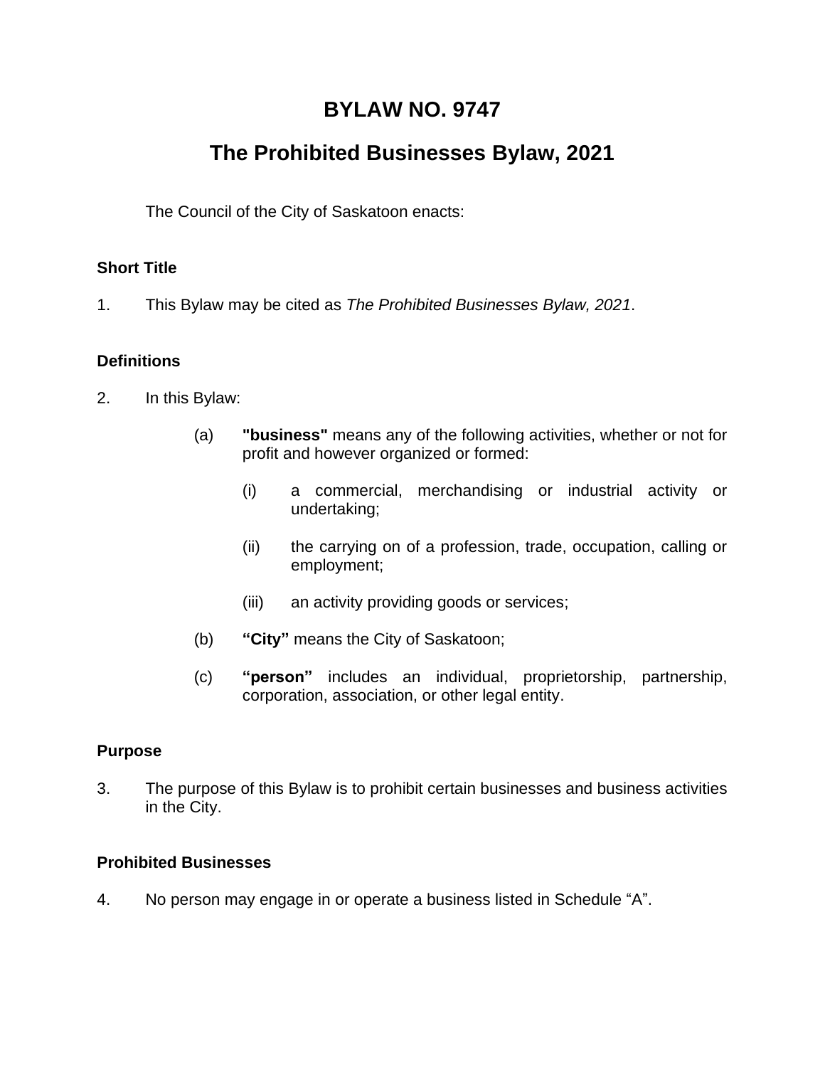# BYLAW NO. 9747

# The Prohibited Businesses Bylaw, 2021

The Council of the City of Saskatoon enacts:

### Short Title

1. This Bylaw may be cited as *The Prohibited Businesses Bylaw, 2021*.

### Definitions

2. In this Bylaw:

   (a) **"business"** means any of the following activities, whether or not for profit and however organized or formed:

      (i) a commercial, merchandising or industrial activity or undertaking;

      (ii) the carrying on of a profession, trade, occupation, calling or employment;

      (iii) an activity providing goods or services;

   (b) **"City"** means the City of Saskatoon;

   (c) **"person"** includes an individual, proprietorship, partnership, corporation, association, or other legal entity.

### Purpose

3. The purpose of this Bylaw is to prohibit certain businesses and business activities in the City.

### Prohibited Businesses

4. No person may engage in or operate a business listed in Schedule "A".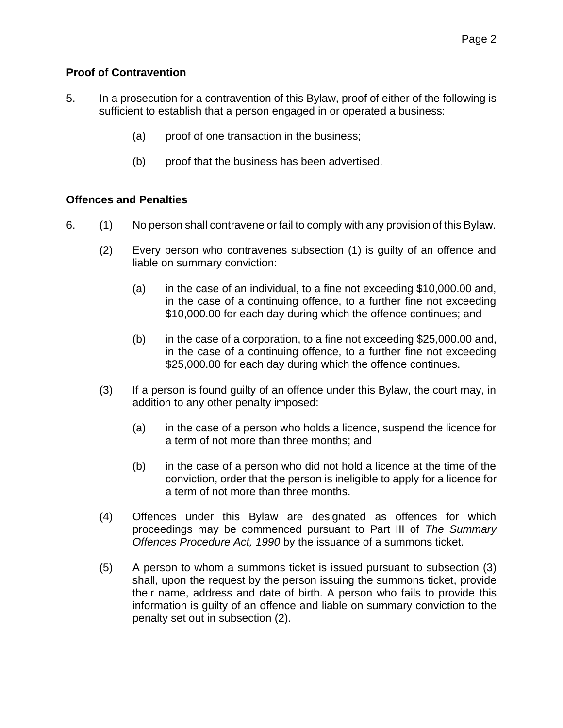**Proof of Contravention**

5. In a prosecution for a contravention of this Bylaw, proof of either of the following is sufficient to establish that a person engaged in or operated a business:

   (a) proof of one transaction in the business;

   (b) proof that the business has been advertised.

**Offences and Penalties**

6. (1) No person shall contravene or fail to comply with any provision of this Bylaw.

   (2) Every person who contravenes subsection (1) is guilty of an offence and liable on summary conviction:

      (a) in the case of an individual, to a fine not exceeding $10,000.00 and, in the case of a continuing offence, to a further fine not exceeding $10,000.00 for each day during which the offence continues; and

      (b) in the case of a corporation, to a fine not exceeding $25,000.00 and, in the case of a continuing offence, to a further fine not exceeding $25,000.00 for each day during which the offence continues.

   (3) If a person is found guilty of an offence under this Bylaw, the court may, in addition to any other penalty imposed:

      (a) in the case of a person who holds a licence, suspend the licence for a term of not more than three months; and

      (b) in the case of a person who did not hold a licence at the time of the conviction, order that the person is ineligible to apply for a licence for a term of not more than three months.

   (4) Offences under this Bylaw are designated as offences for which proceedings may be commenced pursuant to Part III of *The Summary Offences Procedure Act, 1990* by the issuance of a summons ticket.

   (5) A person to whom a summons ticket is issued pursuant to subsection (3) shall, upon the request by the person issuing the summons ticket, provide their name, address and date of birth. A person who fails to provide this information is guilty of an offence and liable on summary conviction to the penalty set out in subsection (2).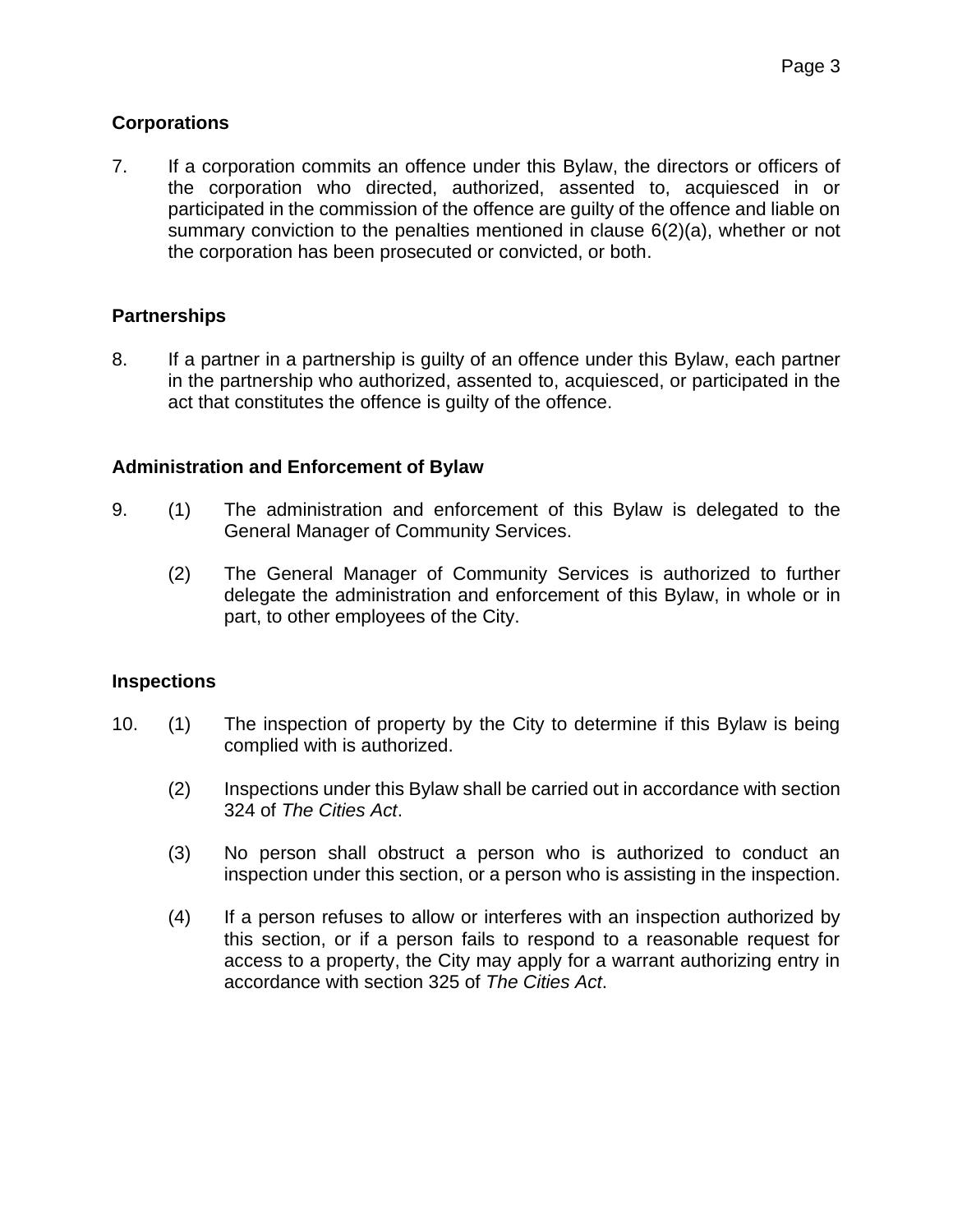## Corporations

7. If a corporation commits an offence under this Bylaw, the directors or officers of the corporation who directed, authorized, assented to, acquiesced in or participated in the commission of the offence are guilty of the offence and liable on summary conviction to the penalties mentioned in clause 6(2)(a), whether or not the corporation has been prosecuted or convicted, or both.

## Partnerships

8. If a partner in a partnership is guilty of an offence under this Bylaw, each partner in the partnership who authorized, assented to, acquiesced, or participated in the act that constitutes the offence is guilty of the offence.

## Administration and Enforcement of Bylaw

9. (1) The administration and enforcement of this Bylaw is delegated to the General Manager of Community Services.

   (2) The General Manager of Community Services is authorized to further delegate the administration and enforcement of this Bylaw, in whole or in part, to other employees of the City.

## Inspections

10. (1) The inspection of property by the City to determine if this Bylaw is being complied with is authorized.

    (2) Inspections under this Bylaw shall be carried out in accordance with section 324 of *The Cities Act*.

    (3) No person shall obstruct a person who is authorized to conduct an inspection under this section, or a person who is assisting in the inspection.

    (4) If a person refuses to allow or interferes with an inspection authorized by this section, or if a person fails to respond to a reasonable request for access to a property, the City may apply for a warrant authorizing entry in accordance with section 325 of *The Cities Act*.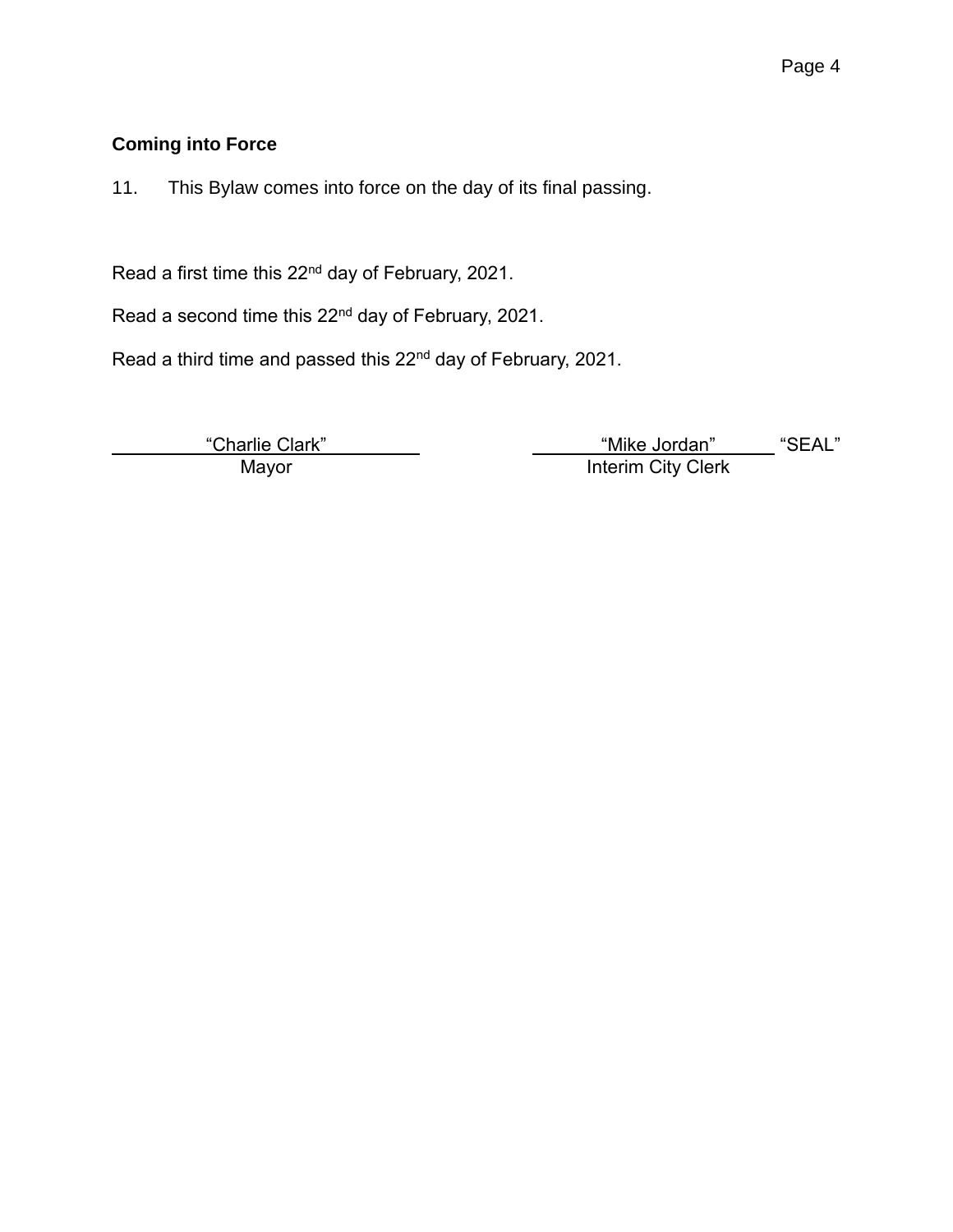## Coming into Force

11. This Bylaw comes into force on the day of its final passing.

Read a first time this 22nd day of February, 2021.

Read a second time this 22nd day of February, 2021.

Read a third time and passed this 22nd day of February, 2021.

| "Charlie Clark" | "Mike Jordan" "SEAL" |
|---|---|
| Mayor | Interim City Clerk |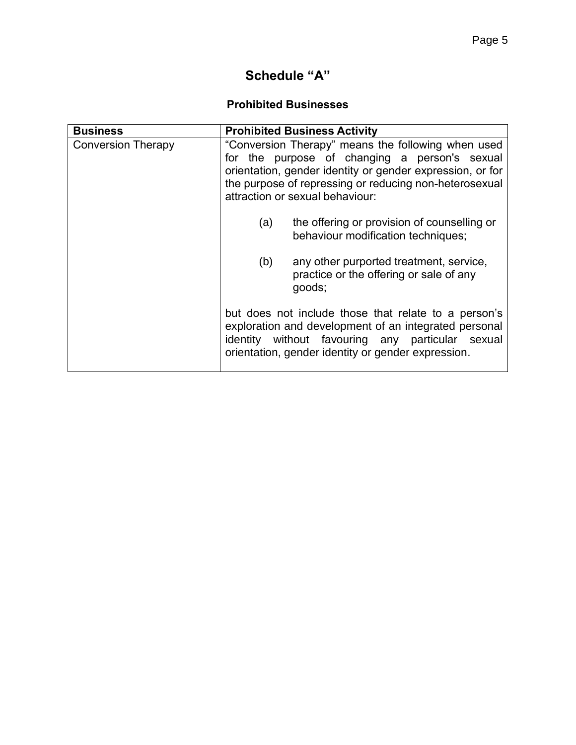# Schedule "A"

## Prohibited Businesses

| Business | Prohibited Business Activity |
| --- | --- |
| Conversion Therapy | "Conversion Therapy" means the following when used for the purpose of changing a person's sexual orientation, gender identity or gender expression, or for the purpose of repressing or reducing non-heterosexual attraction or sexual behaviour:<br><br>(a) the offering or provision of counselling or behaviour modification techniques;<br><br>(b) any other purported treatment, service, practice or the offering or sale of any goods;<br><br>but does not include those that relate to a person's exploration and development of an integrated personal identity without favouring any particular sexual orientation, gender identity or gender expression. |